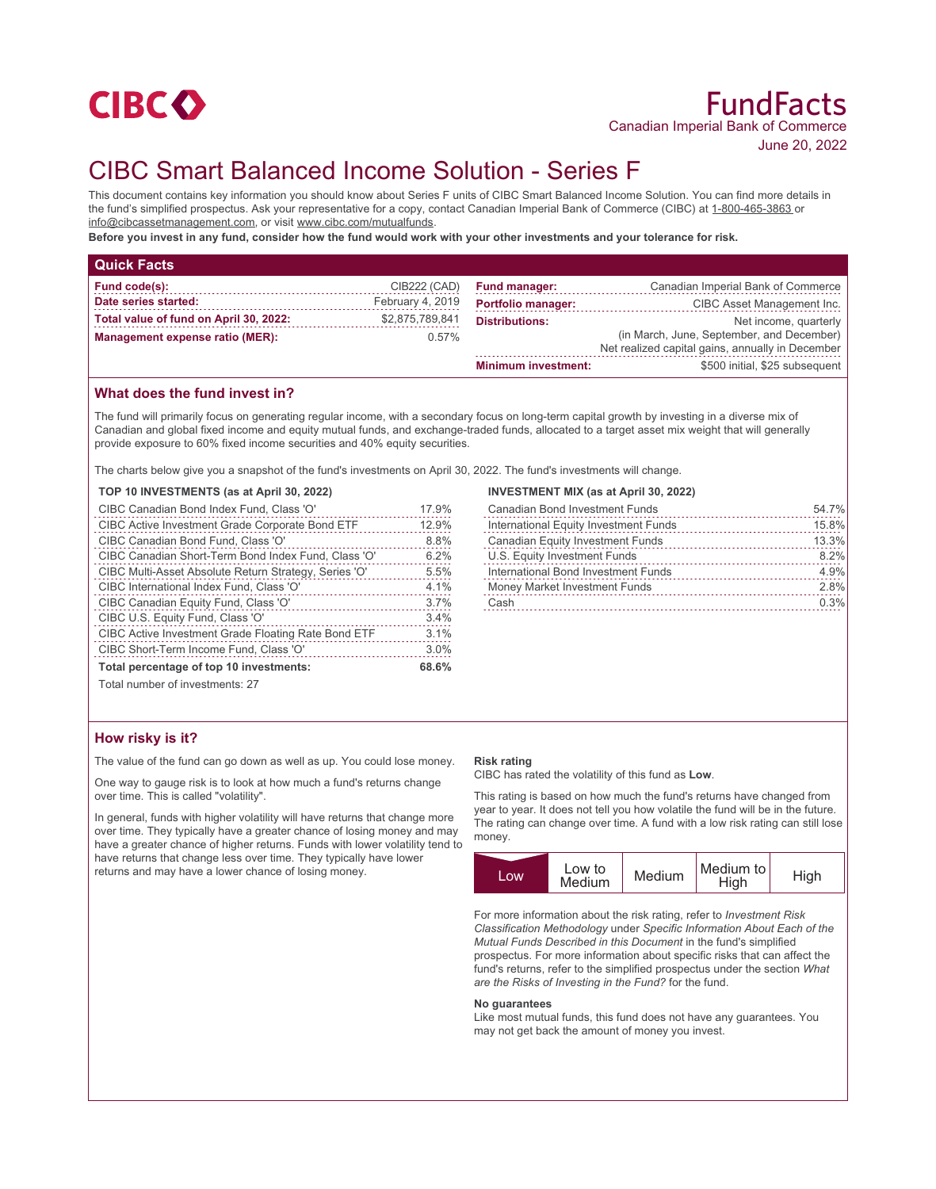CIBC

# FundFacts

Canadian Imperial Bank of Commerce
June 20, 2022

# CIBC Smart Balanced Income Solution - Series F

This document contains key information you should know about Series F units of CIBC Smart Balanced Income Solution. You can find more details in the fund's simplified prospectus. Ask your representative for a copy, contact Canadian Imperial Bank of Commerce (CIBC) at 1-800-465-3863 or info@cibcassetmanagement.com, or visit www.cibc.com/mutualfunds.

**Before you invest in any fund, consider how the fund would work with your other investments and your tolerance for risk.**

## Quick Facts

| | | | |
|---|---|---|---|
| **Fund code(s):** | CIB222 (CAD) | **Fund manager:** | Canadian Imperial Bank of Commerce |
| **Date series started:** | February 4, 2019 | **Portfolio manager:** | CIBC Asset Management Inc. |
| **Total value of fund on April 30, 2022:** | $2,875,789,841 | **Distributions:** | Net income, quarterly (in March, June, September, and December) Net realized capital gains, annually in December |
| **Management expense ratio (MER):** | 0.57% | **Minimum investment:** | $500 initial, $25 subsequent |

## What does the fund invest in?

The fund will primarily focus on generating regular income, with a secondary focus on long-term capital growth by investing in a diverse mix of Canadian and global fixed income and equity mutual funds, and exchange-traded funds, allocated to a target asset mix weight that will generally provide exposure to 60% fixed income securities and 40% equity securities.

The charts below give you a snapshot of the fund's investments on April 30, 2022. The fund's investments will change.

**TOP 10 INVESTMENTS (as at April 30, 2022)**

| Investment | % |
|---|---|
| CIBC Canadian Bond Index Fund, Class 'O' | 17.9% |
| CIBC Active Investment Grade Corporate Bond ETF | 12.9% |
| CIBC Canadian Bond Fund, Class 'O' | 8.8% |
| CIBC Canadian Short-Term Bond Index Fund, Class 'O' | 6.2% |
| CIBC Multi-Asset Absolute Return Strategy, Series 'O' | 5.5% |
| CIBC International Index Fund, Class 'O' | 4.1% |
| CIBC Canadian Equity Fund, Class 'O' | 3.7% |
| CIBC U.S. Equity Fund, Class 'O' | 3.4% |
| CIBC Active Investment Grade Floating Rate Bond ETF | 3.1% |
| CIBC Short-Term Income Fund, Class 'O' | 3.0% |
| **Total percentage of top 10 investments:** | **68.6%** |

Total number of investments: 27

**INVESTMENT MIX (as at April 30, 2022)**

| Investment | % |
|---|---|
| Canadian Bond Investment Funds | 54.7% |
| International Equity Investment Funds | 15.8% |
| Canadian Equity Investment Funds | 13.3% |
| U.S. Equity Investment Funds | 8.2% |
| International Bond Investment Funds | 4.9% |
| Money Market Investment Funds | 2.8% |
| Cash | 0.3% |

## How risky is it?

The value of the fund can go down as well as up. You could lose money.

One way to gauge risk is to look at how much a fund's returns change over time. This is called "volatility".

In general, funds with higher volatility will have returns that change more over time. They typically have a greater chance of losing money and may have a greater chance of higher returns. Funds with lower volatility tend to have returns that change less over time. They typically have lower returns and may have a lower chance of losing money.

**Risk rating**

CIBC has rated the volatility of this fund as **Low**.

This rating is based on how much the fund's returns have changed from year to year. It does not tell you how volatile the fund will be in the future. The rating can change over time. A fund with a low risk rating can still lose money.

| **Low** | Low to Medium | Medium | Medium to High | High |
|---|---|---|---|---|

For more information about the risk rating, refer to *Investment Risk Classification Methodology* under *Specific Information About Each of the Mutual Funds Described in this Document* in the fund's simplified prospectus. For more information about specific risks that can affect the fund's returns, refer to the simplified prospectus under the section *What are the Risks of Investing in the Fund?* for the fund.

**No guarantees**

Like most mutual funds, this fund does not have any guarantees. You may not get back the amount of money you invest.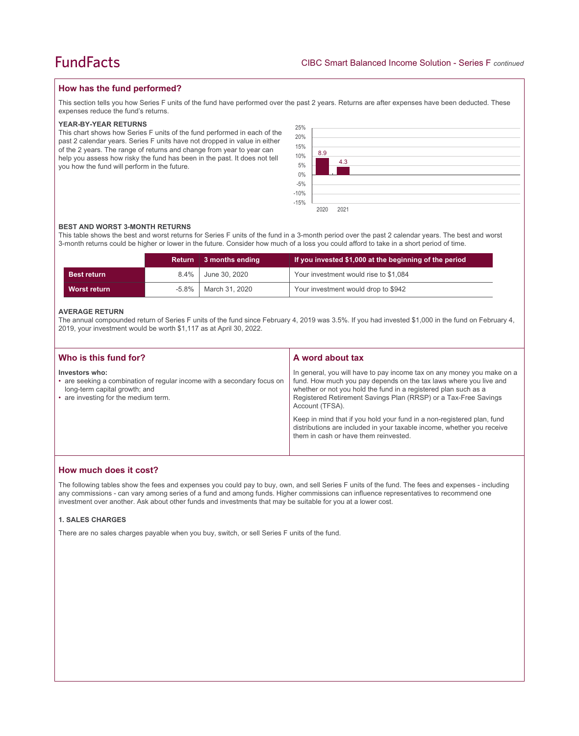## How has the fund performed?

This section tells you how Series F units of the fund have performed over the past 2 years. Returns are after expenses have been deducted. These expenses reduce the fund's returns.

### YEAR-BY-YEAR RETURNS

This chart shows how Series F units of the fund performed in each of the past 2 calendar years. Series F units have not dropped in value in either of the 2 years. The range of returns and change from year to year can help you assess how risky the fund has been in the past. It does not tell you how the fund will perform in the future.

| Year | Return (%) |
|---|---|
| 2020 | 8.9 |
| 2021 | 4.3 |

### BEST AND WORST 3-MONTH RETURNS

This table shows the best and worst returns for Series F units of the fund in a 3-month period over the past 2 calendar years. The best and worst 3-month returns could be higher or lower in the future. Consider how much of a loss you could afford to take in a short period of time.

| | Return | 3 months ending | If you invested $1,000 at the beginning of the period |
|---|---|---|---|
| **Best return** | 8.4% | June 30, 2020 | Your investment would rise to $1,084 |
| **Worst return** | -5.8% | March 31, 2020 | Your investment would drop to $942 |

### AVERAGE RETURN

The annual compounded return of Series F units of the fund since February 4, 2019 was 3.5%. If you had invested $1,000 in the fund on February 4, 2019, your investment would be worth $1,117 as at April 30, 2022.

## Who is this fund for?

**Investors who:**

- are seeking a combination of regular income with a secondary focus on long-term capital growth; and
- are investing for the medium term.

## A word about tax

In general, you will have to pay income tax on any money you make on a fund. How much you pay depends on the tax laws where you live and whether or not you hold the fund in a registered plan such as a Registered Retirement Savings Plan (RRSP) or a Tax-Free Savings Account (TFSA).

Keep in mind that if you hold your fund in a non-registered plan, fund distributions are included in your taxable income, whether you receive them in cash or have them reinvested.

## How much does it cost?

The following tables show the fees and expenses you could pay to buy, own, and sell Series F units of the fund. The fees and expenses - including any commissions - can vary among series of a fund and among funds. Higher commissions can influence representatives to recommend one investment over another. Ask about other funds and investments that may be suitable for you at a lower cost.

### 1. SALES CHARGES

There are no sales charges payable when you buy, switch, or sell Series F units of the fund.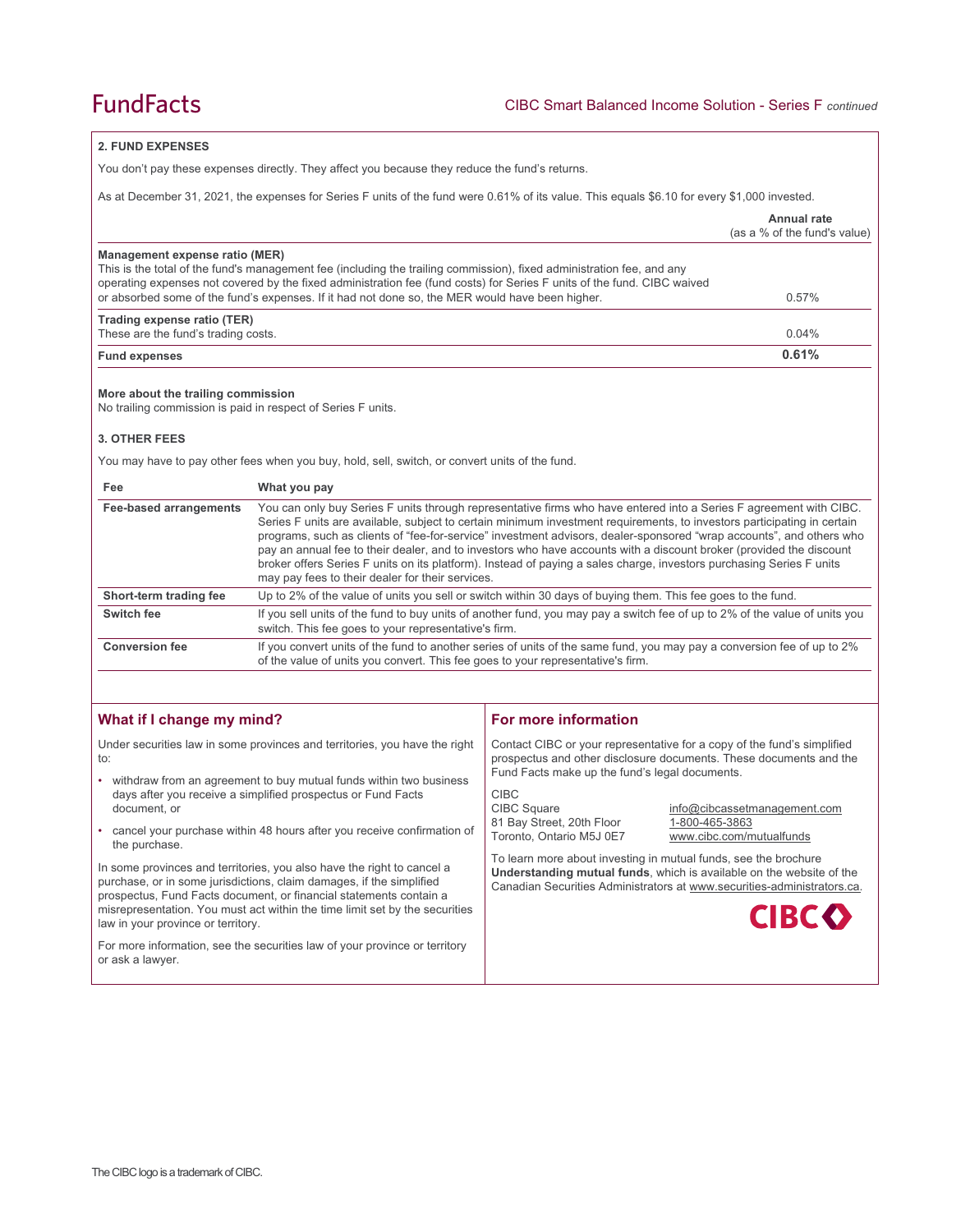## 2. FUND EXPENSES

You don't pay these expenses directly. They affect you because they reduce the fund's returns.

As at December 31, 2021, the expenses for Series F units of the fund were 0.61% of its value. This equals $6.10 for every $1,000 invested.

| | Annual rate (as a % of the fund's value) |
|---|---|
| **Management expense ratio (MER)**<br>This is the total of the fund's management fee (including the trailing commission), fixed administration fee, and any operating expenses not covered by the fixed administration fee (fund costs) for Series F units of the fund. CIBC waived or absorbed some of the fund's expenses. If it had not done so, the MER would have been higher. | 0.57% |
| **Trading expense ratio (TER)**<br>These are the fund's trading costs. | 0.04% |
| **Fund expenses** | **0.61%** |

**More about the trailing commission**

No trailing commission is paid in respect of Series F units.

## 3. OTHER FEES

You may have to pay other fees when you buy, hold, sell, switch, or convert units of the fund.

| Fee | What you pay |
|---|---|
| **Fee-based arrangements** | You can only buy Series F units through representative firms who have entered into a Series F agreement with CIBC. Series F units are available, subject to certain minimum investment requirements, to investors participating in certain programs, such as clients of "fee-for-service" investment advisors, dealer-sponsored "wrap accounts", and others who pay an annual fee to their dealer, and to investors who have accounts with a discount broker (provided the discount broker offers Series F units on its platform). Instead of paying a sales charge, investors purchasing Series F units may pay fees to their dealer for their services. |
| **Short-term trading fee** | Up to 2% of the value of units you sell or switch within 30 days of buying them. This fee goes to the fund. |
| **Switch fee** | If you sell units of the fund to buy units of another fund, you may pay a switch fee of up to 2% of the value of units you switch. This fee goes to your representative's firm. |
| **Conversion fee** | If you convert units of the fund to another series of units of the same fund, you may pay a conversion fee of up to 2% of the value of units you convert. This fee goes to your representative's firm. |

## What if I change my mind?

Under securities law in some provinces and territories, you have the right to:

- withdraw from an agreement to buy mutual funds within two business days after you receive a simplified prospectus or Fund Facts document, or
- cancel your purchase within 48 hours after you receive confirmation of the purchase.

In some provinces and territories, you also have the right to cancel a purchase, or in some jurisdictions, claim damages, if the simplified prospectus, Fund Facts document, or financial statements contain a misrepresentation. You must act within the time limit set by the securities law in your province or territory.

For more information, see the securities law of your province or territory or ask a lawyer.

## For more information

Contact CIBC or your representative for a copy of the fund's simplified prospectus and other disclosure documents. These documents and the Fund Facts make up the fund's legal documents.

CIBC
CIBC Square
81 Bay Street, 20th Floor
Toronto, Ontario M5J 0E7

info@cibcassetmanagement.com
1-800-465-3863
www.cibc.com/mutualfunds

To learn more about investing in mutual funds, see the brochure **Understanding mutual funds**, which is available on the website of the Canadian Securities Administrators at www.securities-administrators.ca.

The CIBC logo is a trademark of CIBC.